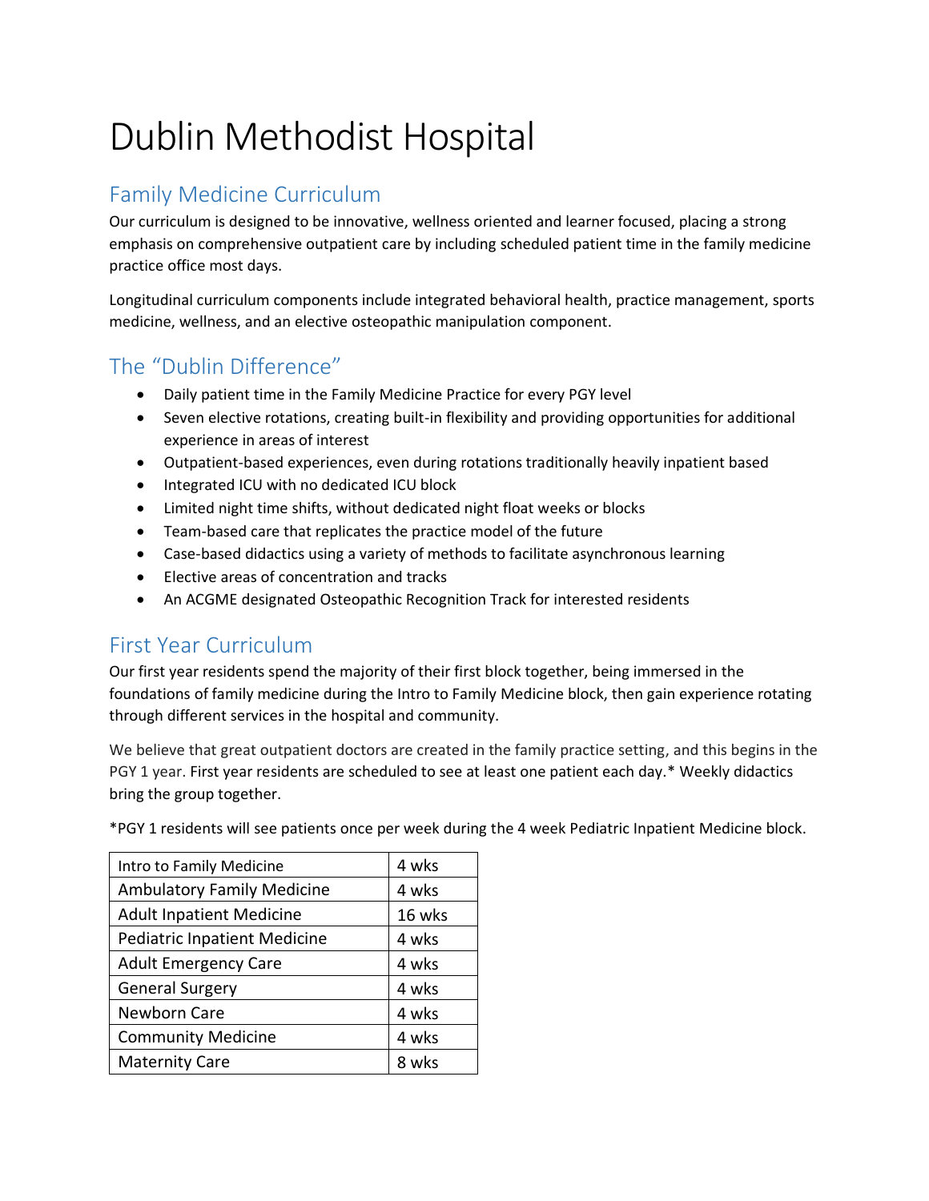# Dublin Methodist Hospital

## Family Medicine Curriculum

Our curriculum is designed to be innovative, wellness oriented and learner focused, placing a strong emphasis on comprehensive outpatient care by including scheduled patient time in the family medicine practice office most days.

Longitudinal curriculum components include integrated behavioral health, practice management, sports medicine, wellness, and an elective osteopathic manipulation component.

## The "Dublin Difference"

- Daily patient time in the Family Medicine Practice for every PGY level
- Seven elective rotations, creating built-in flexibility and providing opportunities for additional experience in areas of interest
- Outpatient-based experiences, even during rotations traditionally heavily inpatient based
- Integrated ICU with no dedicated ICU block
- Limited night time shifts, without dedicated night float weeks or blocks
- Team-based care that replicates the practice model of the future
- Case-based didactics using a variety of methods to facilitate asynchronous learning
- Elective areas of concentration and tracks
- An ACGME designated Osteopathic Recognition Track for interested residents

## First Year Curriculum

Our first year residents spend the majority of their first block together, being immersed in the foundations of family medicine during the Intro to Family Medicine block, then gain experience rotating through different services in the hospital and community.

We believe that great outpatient doctors are created in the family practice setting, and this begins in the PGY 1 year. First year residents are scheduled to see at least one patient each day.* Weekly didactics bring the group together.

*PGY 1 residents will see patients once per week during the 4 week Pediatric Inpatient Medicine block.

| Rotation | Duration |
|---|---|
| Intro to Family Medicine | 4 wks |
| Ambulatory Family Medicine | 4 wks |
| Adult Inpatient Medicine | 16 wks |
| Pediatric Inpatient Medicine | 4 wks |
| Adult Emergency Care | 4 wks |
| General Surgery | 4 wks |
| Newborn Care | 4 wks |
| Community Medicine | 4 wks |
| Maternity Care | 8 wks |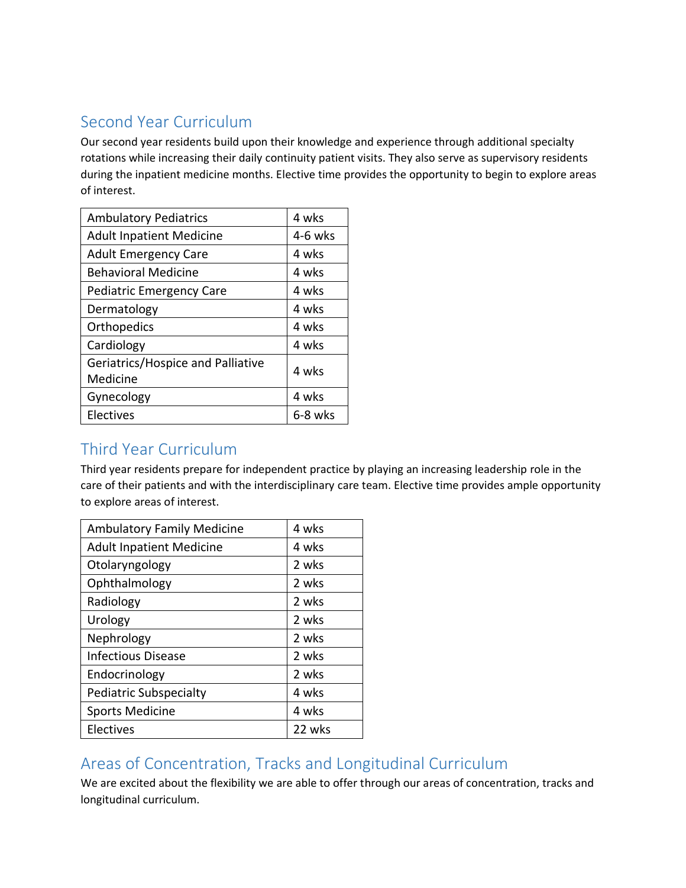## Second Year Curriculum

Our second year residents build upon their knowledge and experience through additional specialty rotations while increasing their daily continuity patient visits. They also serve as supervisory residents during the inpatient medicine months. Elective time provides the opportunity to begin to explore areas of interest.

| | |
|---|---|
| Ambulatory Pediatrics | 4 wks |
| Adult Inpatient Medicine | 4-6 wks |
| Adult Emergency Care | 4 wks |
| Behavioral Medicine | 4 wks |
| Pediatric Emergency Care | 4 wks |
| Dermatology | 4 wks |
| Orthopedics | 4 wks |
| Cardiology | 4 wks |
| Geriatrics/Hospice and Palliative Medicine | 4 wks |
| Gynecology | 4 wks |
| Electives | 6-8 wks |

## Third Year Curriculum

Third year residents prepare for independent practice by playing an increasing leadership role in the care of their patients and with the interdisciplinary care team. Elective time provides ample opportunity to explore areas of interest.

| | |
|---|---|
| Ambulatory Family Medicine | 4 wks |
| Adult Inpatient Medicine | 4 wks |
| Otolaryngology | 2 wks |
| Ophthalmology | 2 wks |
| Radiology | 2 wks |
| Urology | 2 wks |
| Nephrology | 2 wks |
| Infectious Disease | 2 wks |
| Endocrinology | 2 wks |
| Pediatric Subspecialty | 4 wks |
| Sports Medicine | 4 wks |
| Electives | 22 wks |

## Areas of Concentration, Tracks and Longitudinal Curriculum

We are excited about the flexibility we are able to offer through our areas of concentration, tracks and longitudinal curriculum.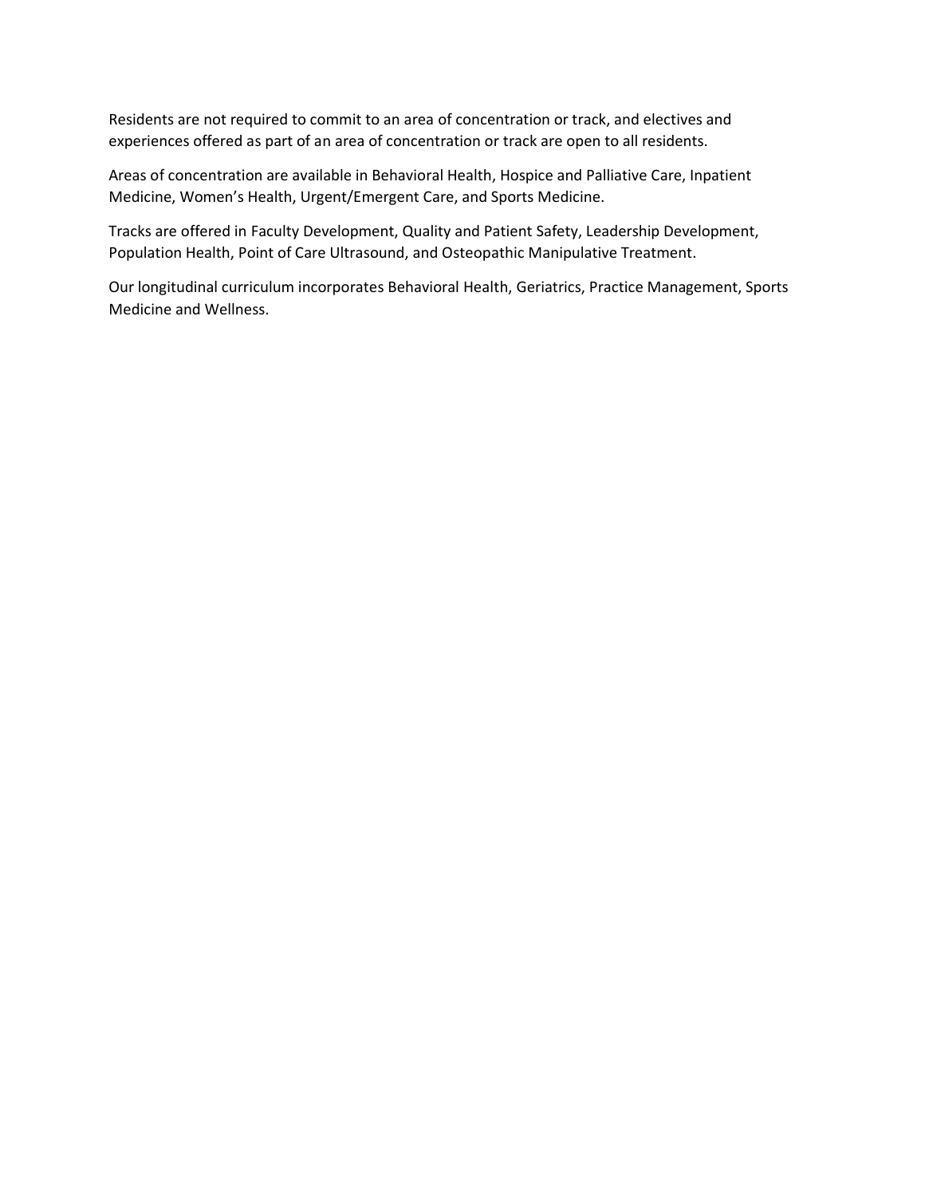Residents are not required to commit to an area of concentration or track, and electives and experiences offered as part of an area of concentration or track are open to all residents.

Areas of concentration are available in Behavioral Health, Hospice and Palliative Care, Inpatient Medicine, Women's Health, Urgent/Emergent Care, and Sports Medicine.

Tracks are offered in Faculty Development, Quality and Patient Safety, Leadership Development, Population Health, Point of Care Ultrasound, and Osteopathic Manipulative Treatment.

Our longitudinal curriculum incorporates Behavioral Health, Geriatrics, Practice Management, Sports Medicine and Wellness.